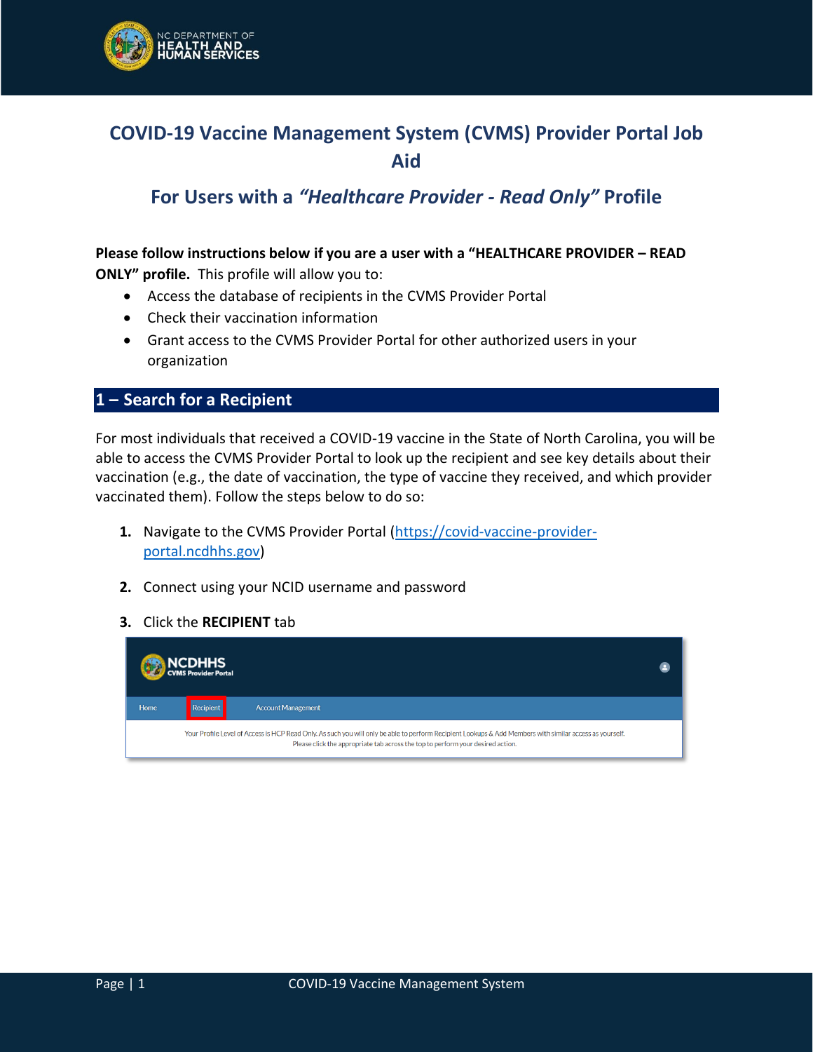# COVID-19 Vaccine Management System (CVMS) Provider Portal Job Aid

## For Users with a *"Healthcare Provider - Read Only"* Profile

**Please follow instructions below if you are a user with a "HEALTHCARE PROVIDER – READ ONLY" profile.** This profile will allow you to:

- Access the database of recipients in the CVMS Provider Portal
- Check their vaccination information
- Grant access to the CVMS Provider Portal for other authorized users in your organization

## 1 – Search for a Recipient

For most individuals that received a COVID-19 vaccine in the State of North Carolina, you will be able to access the CVMS Provider Portal to look up the recipient and see key details about their vaccination (e.g., the date of vaccination, the type of vaccine they received, and which provider vaccinated them). Follow the steps below to do so:

1. Navigate to the CVMS Provider Portal (https://covid-vaccine-provider-portal.ncdhhs.gov)
2. Connect using your NCID username and password
3. Click the **RECIPIENT** tab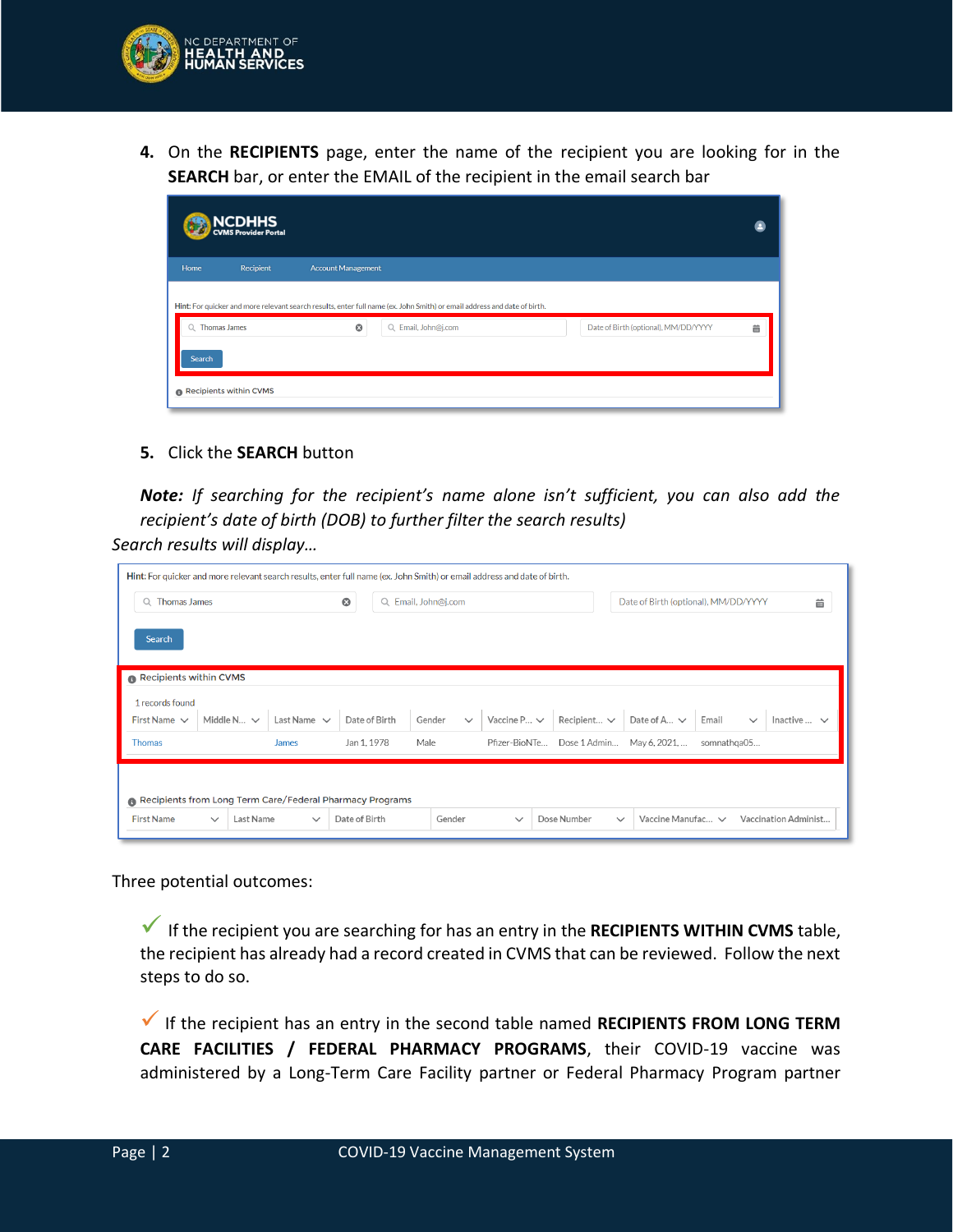4. On the **RECIPIENTS** page, enter the name of the recipient you are looking for in the **SEARCH** bar, or enter the EMAIL of the recipient in the email search bar

5. Click the **SEARCH** button

***Note:*** *If searching for the recipient's name alone isn't sufficient, you can also add the recipient's date of birth (DOB) to further filter the search results)*

*Search results will display…*

Three potential outcomes:

✓ If the recipient you are searching for has an entry in the **RECIPIENTS WITHIN CVMS** table, the recipient has already had a record created in CVMS that can be reviewed. Follow the next steps to do so.

✓ If the recipient has an entry in the second table named **RECIPIENTS FROM LONG TERM CARE FACILITIES / FEDERAL PHARMACY PROGRAMS**, their COVID-19 vaccine was administered by a Long-Term Care Facility partner or Federal Pharmacy Program partner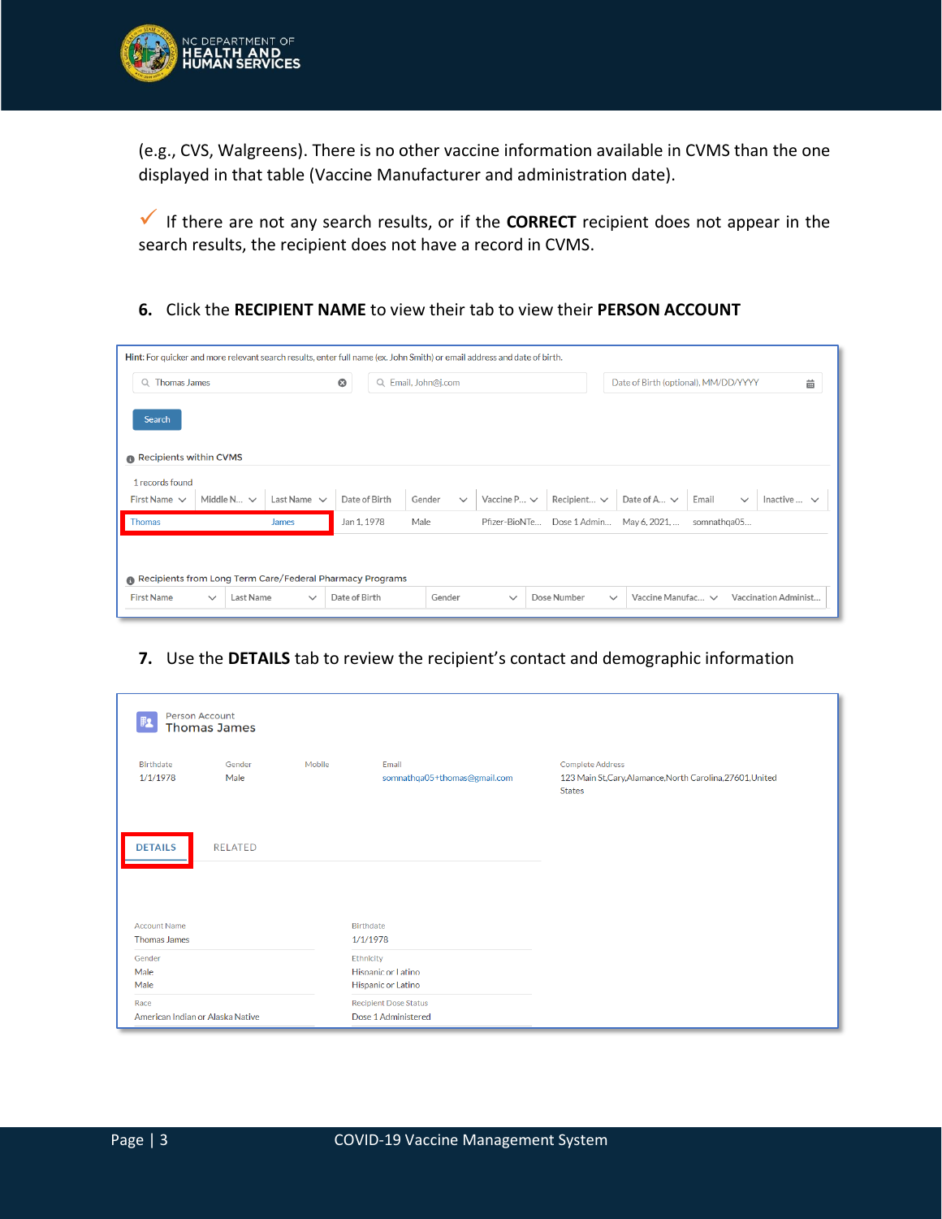(e.g., CVS, Walgreens). There is no other vaccine information available in CVMS than the one displayed in that table (Vaccine Manufacturer and administration date).

✓ If there are not any search results, or if the **CORRECT** recipient does not appear in the search results, the recipient does not have a record in CVMS.

6. Click the **RECIPIENT NAME** to view their tab to view their **PERSON ACCOUNT**

7. Use the **DETAILS** tab to review the recipient's contact and demographic information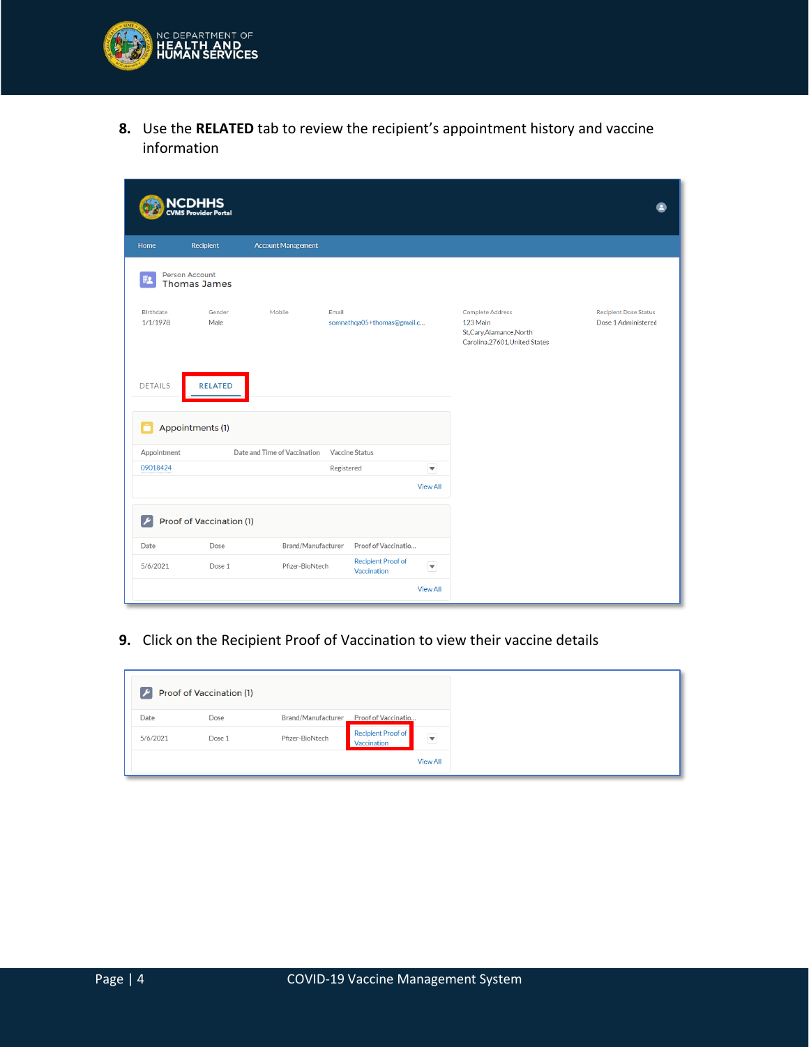8. Use the **RELATED** tab to review the recipient's appointment history and vaccine information

9. Click on the Recipient Proof of Vaccination to view their vaccine details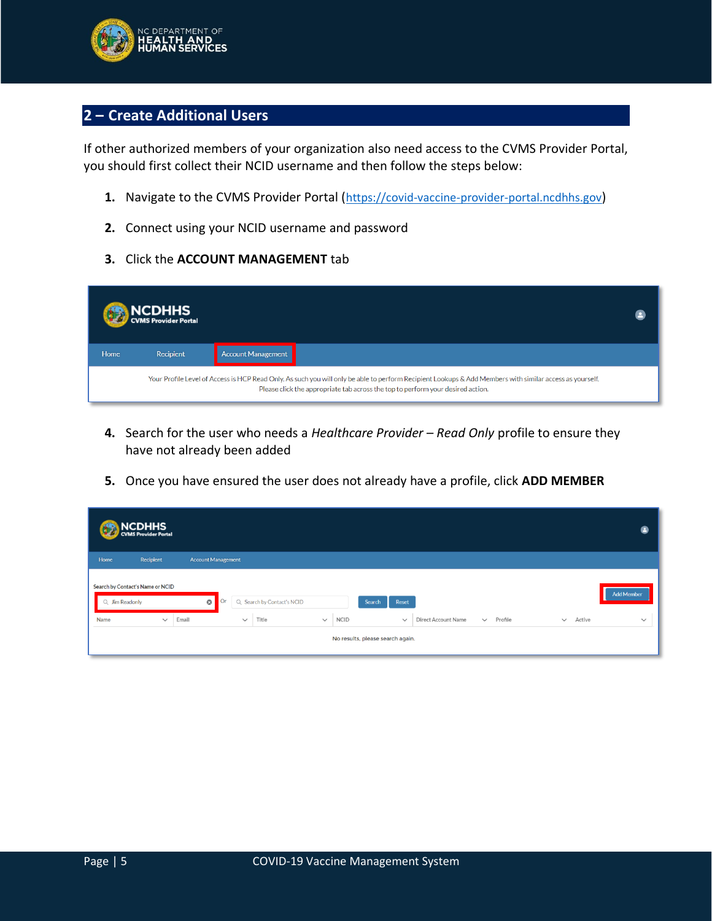## 2 – Create Additional Users

If other authorized members of your organization also need access to the CVMS Provider Portal, you should first collect their NCID username and then follow the steps below:

1. Navigate to the CVMS Provider Portal (https://covid-vaccine-provider-portal.ncdhhs.gov)
2. Connect using your NCID username and password
3. Click the **ACCOUNT MANAGEMENT** tab
4. Search for the user who needs a *Healthcare Provider – Read Only* profile to ensure they have not already been added
5. Once you have ensured the user does not already have a profile, click **ADD MEMBER**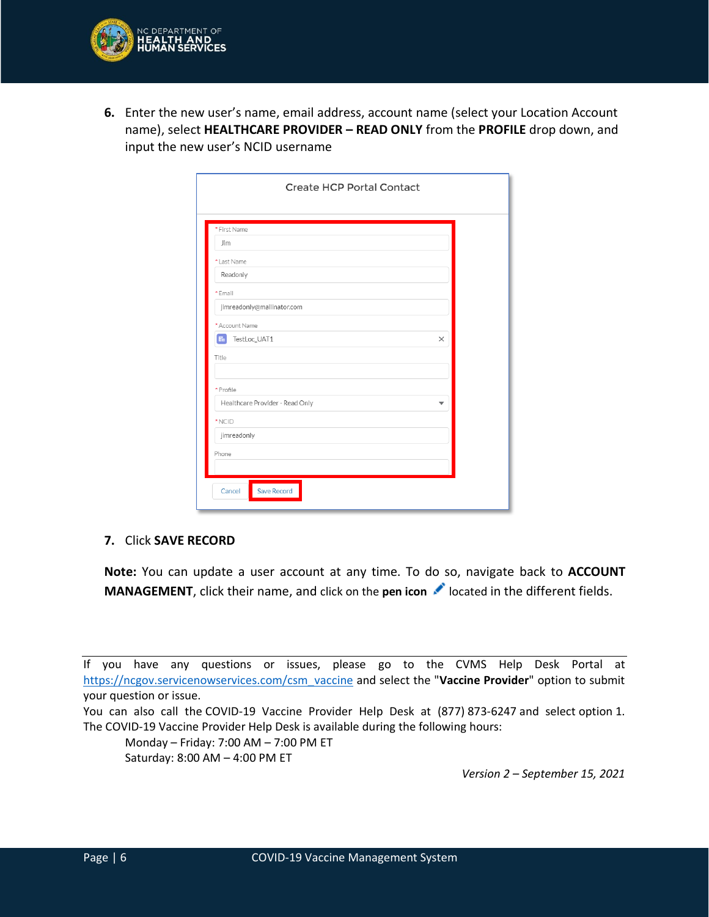6. Enter the new user's name, email address, account name (select your Location Account name), select **HEALTHCARE PROVIDER – READ ONLY** from the **PROFILE** drop down, and input the new user's NCID username

7. Click **SAVE RECORD**

**Note:** You can update a user account at any time. To do so, navigate back to **ACCOUNT MANAGEMENT**, click their name, and click on the **pen icon** located in the different fields.

---

If you have any questions or issues, please go to the CVMS Help Desk Portal at https://ncgov.servicenowservices.com/csm_vaccine and select the "**Vaccine Provider**" option to submit your question or issue.

You can also call the COVID-19 Vaccine Provider Help Desk at (877) 873-6247 and select option 1. The COVID-19 Vaccine Provider Help Desk is available during the following hours:

Monday – Friday: 7:00 AM – 7:00 PM ET

Saturday: 8:00 AM – 4:00 PM ET

*Version 2 – September 15, 2021*